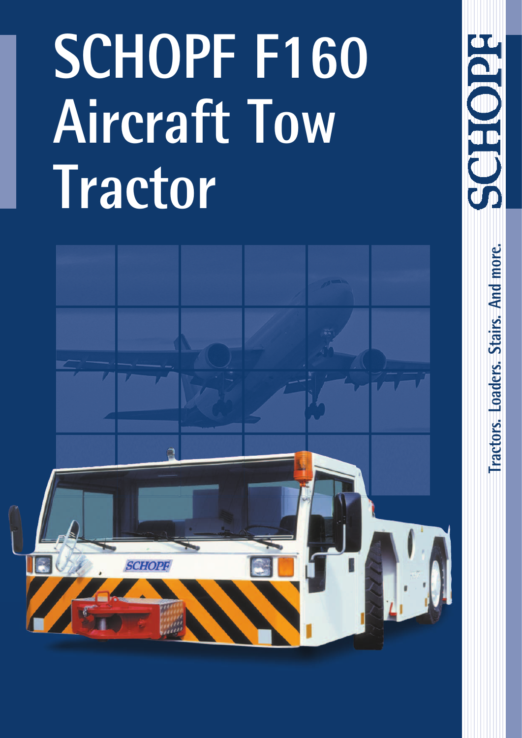# SCHOPF F160 Aircraft Tow Tractor

SCHOPF

Tractors. Loaders. Stairs. And more.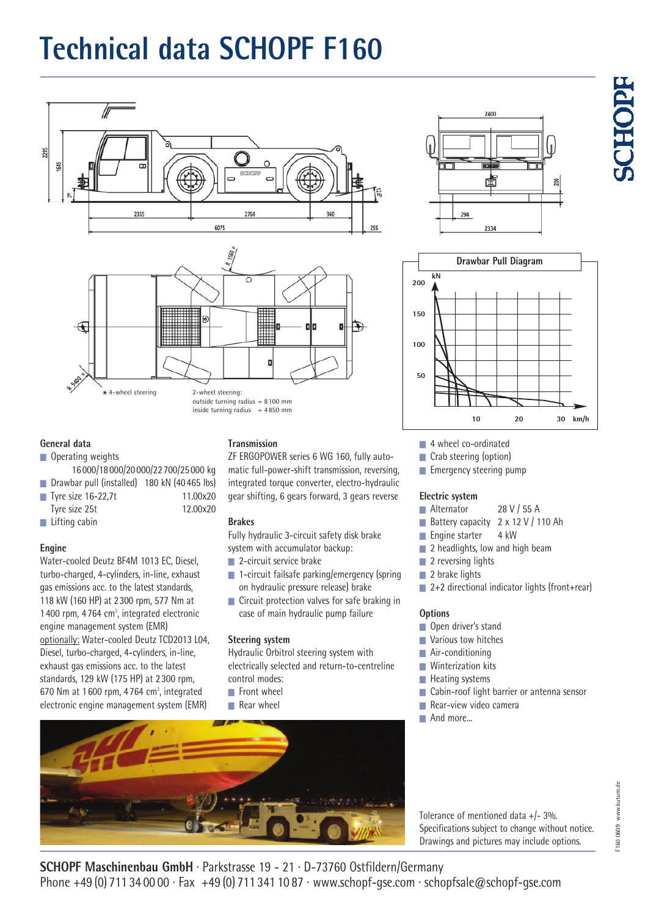# Technical data SCHOPF F160

2295
1615
2355
2760
960
6075
255
2400
294
2334
200

R 1550 *
R 5400 *

* 4-wheel steering

2-wheel steering:
outside turning radius = 8 100 mm
inside turning radius = 4 850 mm

Drawbar Pull Diagram

kN
200
150
100
50
10
20
30
km/h

### General data

- Operating weights 16 000/18 000/20 000/22 700/25 000 kg
- Drawbar pull (installed) 180 kN (40 465 lbs)
- Tyre size 16-22,7t 11.00x20
  Tyre size 25t 12.00x20
- Lifting cabin

### Engine

Water-cooled Deutz BF4M 1013 EC, Diesel, turbo-charged, 4-cylinders, in-line, exhaust gas emissions acc. to the latest standards, 118 kW (160 HP) at 2 300 rpm, 577 Nm at 1 400 rpm, 4 764 cm³, integrated electronic engine management system (EMR)
optionally: Water-cooled Deutz TCD2013 L04, Diesel, turbo-charged, 4-cylinders, in-line, exhaust gas emissions acc. to the latest standards, 129 kW (175 HP) at 2 300 rpm, 670 Nm at 1 600 rpm, 4 764 cm³, integrated electronic engine management system (EMR)

### Transmission

ZF ERGOPOWER series 6 WG 160, fully automatic full-power-shift transmission, reversing, integrated torque converter, electro-hydraulic gear shifting, 6 gears forward, 3 gears reverse

### Brakes

Fully hydraulic 3-circuit safety disk brake system with accumulator backup:

- 2-circuit service brake
- 1-circuit failsafe parking/emergency (spring on hydraulic pressure release) brake
- Circuit protection valves for safe braking in case of main hydraulic pump failure

### Steering system

Hydraulic Orbitrol steering system with electrically selected and return-to-centreline control modes:

- Front wheel
- Rear wheel
- 4 wheel co-ordinated
- Crab steering (option)
- Emergency steering pump

### Electric system

- Alternator 28 V / 55 A
- Battery capacity 2 x 12 V / 110 Ah
- Engine starter 4 kW
- 2 headlights, low and high beam
- 2 reversing lights
- 2 brake lights
- 2+2 directional indicator lights (front+rear)

### Options

- Open driver's stand
- Various tow hitches
- Air-conditioning
- Winterization kits
- Heating systems
- Cabin-roof light barrier or antenna sensor
- Rear-view video camera
- And more...

Tolerance of mentioned data +/- 3%.
Specifications subject to change without notice.
Drawings and pictures may include options.

**SCHOPF Maschinenbau GmbH** · Parkstrasse 19 - 21 · D-73760 Ostfildern/Germany
Phone +49 (0) 711 34 00 00 · Fax +49 (0) 711 341 10 87 · www.schopf-gse.com · schopfsale@schopf-gse.com

F160 0609 www.kultum.de